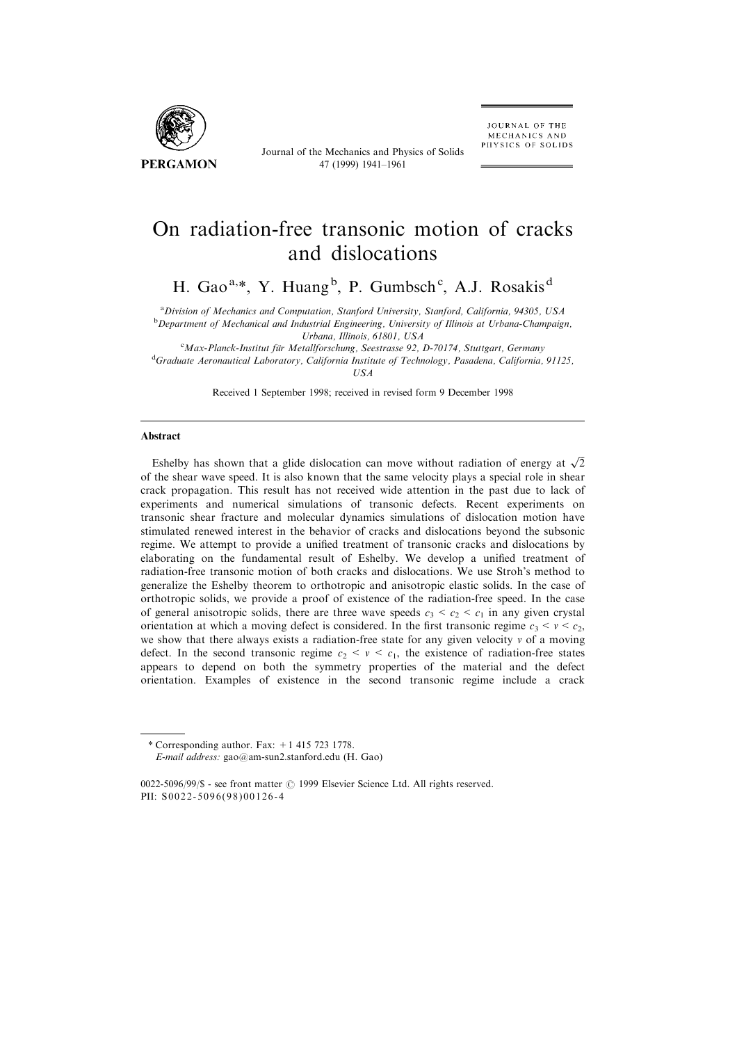# On radiation-free transonic motion of cracks and dislocations

H. Gao[a,*], Y. Huang[b], P. Gumbsch[c], A.J. Rosakis[d]

[a] *Division of Mechanics and Computation, Stanford University, Stanford, California, 94305, USA*
[b] *Department of Mechanical and Industrial Engineering, University of Illinois at Urbana-Champaign, Urbana, Illinois, 61801, USA*
[c] *Max-Planck-Institut für Metallforschung, Seestrasse 92, D-70174, Stuttgart, Germany*
[d] *Graduate Aeronautical Laboratory, California Institute of Technology, Pasadena, California, 91125, USA*

Received 1 September 1998; received in revised form 9 December 1998

## Abstract

Eshelby has shown that a glide dislocation can move without radiation of energy at $\sqrt{2}$ of the shear wave speed. It is also known that the same velocity plays a special role in shear crack propagation. This result has not received wide attention in the past due to lack of experiments and numerical simulations of transonic defects. Recent experiments on transonic shear fracture and molecular dynamics simulations of dislocation motion have stimulated renewed interest in the behavior of cracks and dislocations beyond the subsonic regime. We attempt to provide a unified treatment of transonic cracks and dislocations by elaborating on the fundamental result of Eshelby. We develop a unified treatment of radiation-free transonic motion of both cracks and dislocations. We use Stroh's method to generalize the Eshelby theorem to orthotropic and anisotropic elastic solids. In the case of orthotropic solids, we provide a proof of existence of the radiation-free speed. In the case of general anisotropic solids, there are three wave speeds $c_3 < c_2 < c_1$ in any given crystal orientation at which a moving defect is considered. In the first transonic regime $c_3 < v < c_2$, we show that there always exists a radiation-free state for any given velocity $v$ of a moving defect. In the second transonic regime $c_2 < v < c_1$, the existence of radiation-free states appears to depend on both the symmetry properties of the material and the defect orientation. Examples of existence in the second transonic regime include a crack

---

\* Corresponding author. Fax: +1 415 723 1778.
*E-mail address:* gao@am-sun2.stanford.edu (H. Gao)

0022-5096/99/$ - see front matter © 1999 Elsevier Science Ltd. All rights reserved.
PII: S0022-5096(98)00126-4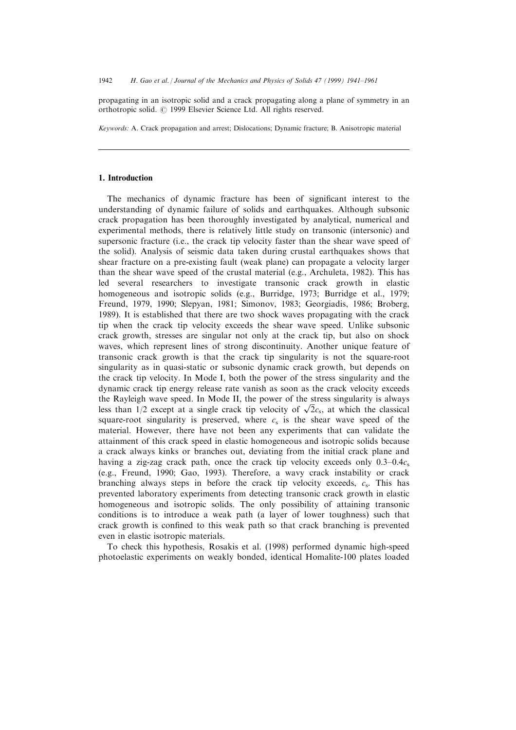propagating in an isotropic solid and a crack propagating along a plane of symmetry in an orthotropic solid. © 1999 Elsevier Science Ltd. All rights reserved.

*Keywords:* A. Crack propagation and arrest; Dislocations; Dynamic fracture; B. Anisotropic material

## 1. Introduction

The mechanics of dynamic fracture has been of significant interest to the understanding of dynamic failure of solids and earthquakes. Although subsonic crack propagation has been thoroughly investigated by analytical, numerical and experimental methods, there is relatively little study on transonic (intersonic) and supersonic fracture (i.e., the crack tip velocity faster than the shear wave speed of the solid). Analysis of seismic data taken during crustal earthquakes shows that shear fracture on a pre-existing fault (weak plane) can propagate a velocity larger than the shear wave speed of the crustal material (e.g., Archuleta, 1982). This has led several researchers to investigate transonic crack growth in elastic homogeneous and isotropic solids (e.g., Burridge, 1973; Burridge et al., 1979; Freund, 1979, 1990; Slepyan, 1981; Simonov, 1983; Georgiadis, 1986; Broberg, 1989). It is established that there are two shock waves propagating with the crack tip when the crack tip velocity exceeds the shear wave speed. Unlike subsonic crack growth, stresses are singular not only at the crack tip, but also on shock waves, which represent lines of strong discontinuity. Another unique feature of transonic crack growth is that the crack tip singularity is not the square-root singularity as in quasi-static or subsonic dynamic crack growth, but depends on the crack tip velocity. In Mode I, both the power of the stress singularity and the dynamic crack tip energy release rate vanish as soon as the crack velocity exceeds the Rayleigh wave speed. In Mode II, the power of the stress singularity is always less than 1/2 except at a single crack tip velocity of $\sqrt{2}c_s$, at which the classical square-root singularity is preserved, where $c_s$ is the shear wave speed of the material. However, there have not been any experiments that can validate the attainment of this crack speed in elastic homogeneous and isotropic solids because a crack always kinks or branches out, deviating from the initial crack plane and having a zig-zag crack path, once the crack tip velocity exceeds only $0.3$–$0.4c_s$ (e.g., Freund, 1990; Gao, 1993). Therefore, a wavy crack instability or crack branching always steps in before the crack tip velocity exceeds, $c_s$. This has prevented laboratory experiments from detecting transonic crack growth in elastic homogeneous and isotropic solids. The only possibility of attaining transonic conditions is to introduce a weak path (a layer of lower toughness) such that crack growth is confined to this weak path so that crack branching is prevented even in elastic isotropic materials.

To check this hypothesis, Rosakis et al. (1998) performed dynamic high-speed photoelastic experiments on weakly bonded, identical Homalite-100 plates loaded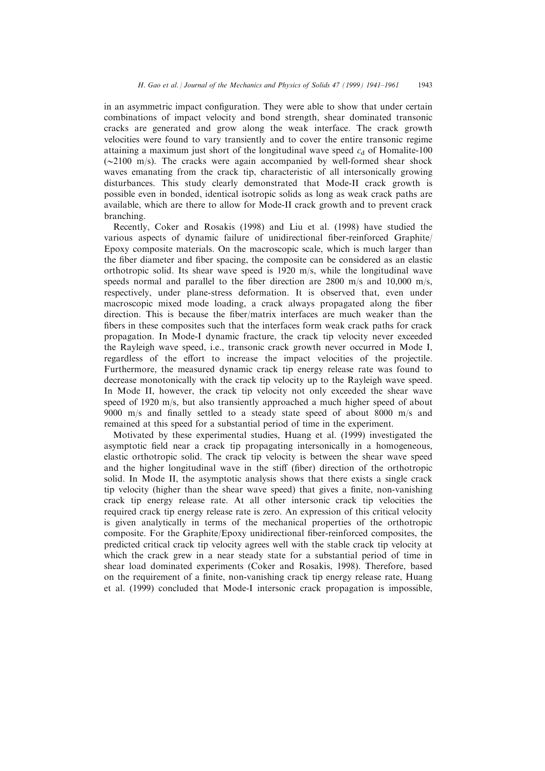in an asymmetric impact configuration. They were able to show that under certain combinations of impact velocity and bond strength, shear dominated transonic cracks are generated and grow along the weak interface. The crack growth velocities were found to vary transiently and to cover the entire transonic regime attaining a maximum just short of the longitudinal wave speed $c_d$ of Homalite-100 ($\sim$2100 m/s). The cracks were again accompanied by well-formed shear shock waves emanating from the crack tip, characteristic of all intersonically growing disturbances. This study clearly demonstrated that Mode-II crack growth is possible even in bonded, identical isotropic solids as long as weak crack paths are available, which are there to allow for Mode-II crack growth and to prevent crack branching.

Recently, Coker and Rosakis (1998) and Liu et al. (1998) have studied the various aspects of dynamic failure of unidirectional fiber-reinforced Graphite/Epoxy composite materials. On the macroscopic scale, which is much larger than the fiber diameter and fiber spacing, the composite can be considered as an elastic orthotropic solid. Its shear wave speed is 1920 m/s, while the longitudinal wave speeds normal and parallel to the fiber direction are 2800 m/s and 10,000 m/s, respectively, under plane-stress deformation. It is observed that, even under macroscopic mixed mode loading, a crack always propagated along the fiber direction. This is because the fiber/matrix interfaces are much weaker than the fibers in these composites such that the interfaces form weak crack paths for crack propagation. In Mode-I dynamic fracture, the crack tip velocity never exceeded the Rayleigh wave speed, i.e., transonic crack growth never occurred in Mode I, regardless of the effort to increase the impact velocities of the projectile. Furthermore, the measured dynamic crack tip energy release rate was found to decrease monotonically with the crack tip velocity up to the Rayleigh wave speed. In Mode II, however, the crack tip velocity not only exceeded the shear wave speed of 1920 m/s, but also transiently approached a much higher speed of about 9000 m/s and finally settled to a steady state speed of about 8000 m/s and remained at this speed for a substantial period of time in the experiment.

Motivated by these experimental studies, Huang et al. (1999) investigated the asymptotic field near a crack tip propagating intersonically in a homogeneous, elastic orthotropic solid. The crack tip velocity is between the shear wave speed and the higher longitudinal wave in the stiff (fiber) direction of the orthotropic solid. In Mode II, the asymptotic analysis shows that there exists a single crack tip velocity (higher than the shear wave speed) that gives a finite, non-vanishing crack tip energy release rate. At all other intersonic crack tip velocities the required crack tip energy release rate is zero. An expression of this critical velocity is given analytically in terms of the mechanical properties of the orthotropic composite. For the Graphite/Epoxy unidirectional fiber-reinforced composites, the predicted critical crack tip velocity agrees well with the stable crack tip velocity at which the crack grew in a near steady state for a substantial period of time in shear load dominated experiments (Coker and Rosakis, 1998). Therefore, based on the requirement of a finite, non-vanishing crack tip energy release rate, Huang et al. (1999) concluded that Mode-I intersonic crack propagation is impossible,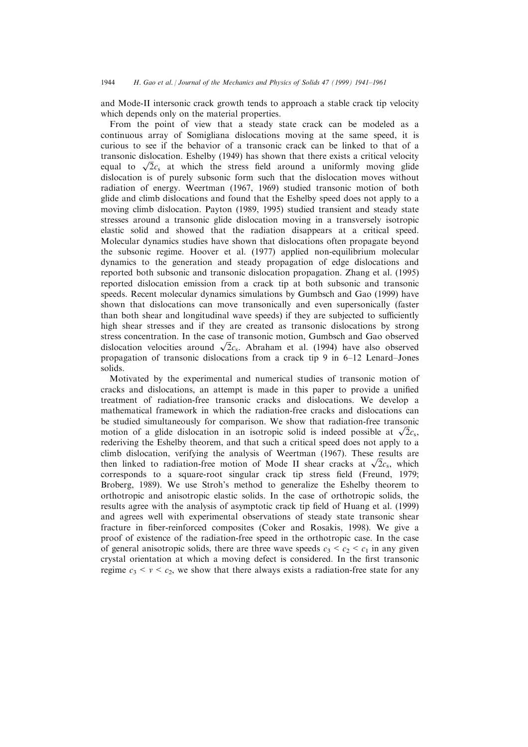and Mode-II intersonic crack growth tends to approach a stable crack tip velocity which depends only on the material properties.

From the point of view that a steady state crack can be modeled as a continuous array of Somigliana dislocations moving at the same speed, it is curious to see if the behavior of a transonic crack can be linked to that of a transonic dislocation. Eshelby (1949) has shown that there exists a critical velocity equal to $\sqrt{2}c_s$ at which the stress field around a uniformly moving glide dislocation is of purely subsonic form such that the dislocation moves without radiation of energy. Weertman (1967, 1969) studied transonic motion of both glide and climb dislocations and found that the Eshelby speed does not apply to a moving climb dislocation. Payton (1989, 1995) studied transient and steady state stresses around a transonic glide dislocation moving in a transversely isotropic elastic solid and showed that the radiation disappears at a critical speed. Molecular dynamics studies have shown that dislocations often propagate beyond the subsonic regime. Hoover et al. (1977) applied non-equilibrium molecular dynamics to the generation and steady propagation of edge dislocations and reported both subsonic and transonic dislocation propagation. Zhang et al. (1995) reported dislocation emission from a crack tip at both subsonic and transonic speeds. Recent molecular dynamics simulations by Gumbsch and Gao (1999) have shown that dislocations can move transonically and even supersonically (faster than both shear and longitudinal wave speeds) if they are subjected to sufficiently high shear stresses and if they are created as transonic dislocations by strong stress concentration. In the case of transonic motion, Gumbsch and Gao observed dislocation velocities around $\sqrt{2}c_s$. Abraham et al. (1994) have also observed propagation of transonic dislocations from a crack tip 9 in 6–12 Lenard–Jones solids.

Motivated by the experimental and numerical studies of transonic motion of cracks and dislocations, an attempt is made in this paper to provide a unified treatment of radiation-free transonic cracks and dislocations. We develop a mathematical framework in which the radiation-free cracks and dislocations can be studied simultaneously for comparison. We show that radiation-free transonic motion of a glide dislocation in an isotropic solid is indeed possible at $\sqrt{2}c_s$, rederiving the Eshelby theorem, and that such a critical speed does not apply to a climb dislocation, verifying the analysis of Weertman (1967). These results are then linked to radiation-free motion of Mode II shear cracks at $\sqrt{2}c_s$, which corresponds to a square-root singular crack tip stress field (Freund, 1979; Broberg, 1989). We use Stroh's method to generalize the Eshelby theorem to orthotropic and anisotropic elastic solids. In the case of orthotropic solids, the results agree with the analysis of asymptotic crack tip field of Huang et al. (1999) and agrees well with experimental observations of steady state transonic shear fracture in fiber-reinforced composites (Coker and Rosakis, 1998). We give a proof of existence of the radiation-free speed in the orthotropic case. In the case of general anisotropic solids, there are three wave speeds $c_3 < c_2 < c_1$ in any given crystal orientation at which a moving defect is considered. In the first transonic regime $c_3 < v < c_2$, we show that there always exists a radiation-free state for any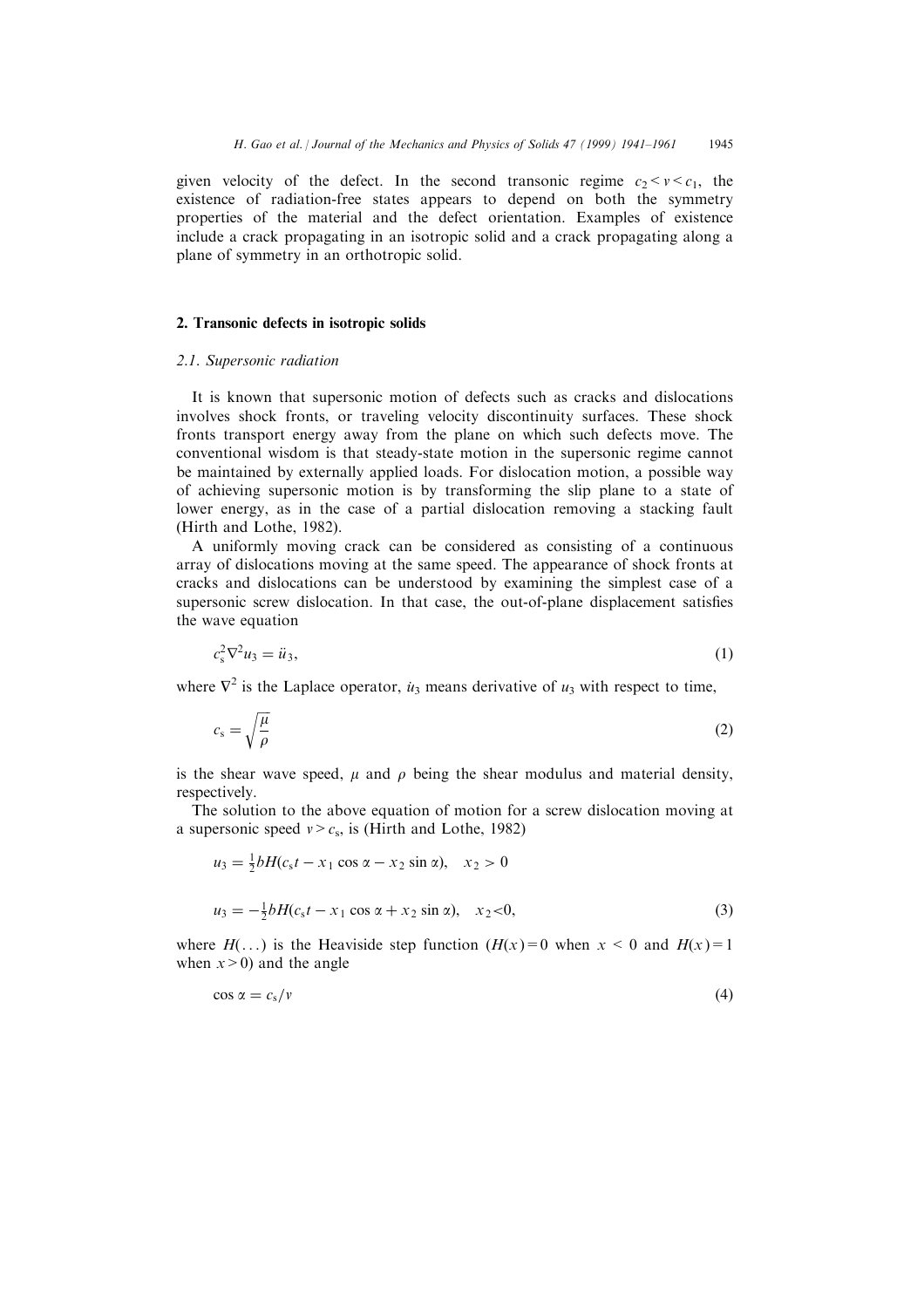given velocity of the defect. In the second transonic regime $c_2 < v < c_1$, the existence of radiation-free states appears to depend on both the symmetry properties of the material and the defect orientation. Examples of existence include a crack propagating in an isotropic solid and a crack propagating along a plane of symmetry in an orthotropic solid.

## 2. Transonic defects in isotropic solids

### 2.1. Supersonic radiation

It is known that supersonic motion of defects such as cracks and dislocations involves shock fronts, or traveling velocity discontinuity surfaces. These shock fronts transport energy away from the plane on which such defects move. The conventional wisdom is that steady-state motion in the supersonic regime cannot be maintained by externally applied loads. For dislocation motion, a possible way of achieving supersonic motion is by transforming the slip plane to a state of lower energy, as in the case of a partial dislocation removing a stacking fault (Hirth and Lothe, 1982).

A uniformly moving crack can be considered as consisting of a continuous array of dislocations moving at the same speed. The appearance of shock fronts at cracks and dislocations can be understood by examining the simplest case of a supersonic screw dislocation. In that case, the out-of-plane displacement satisfies the wave equation

$$c_s^2 \nabla^2 u_3 = \ddot{u}_3, \tag{1}$$

where $\nabla^2$ is the Laplace operator, $\dot{u}_3$ means derivative of $u_3$ with respect to time,

$$c_s = \sqrt{\frac{\mu}{\rho}} \tag{2}$$

is the shear wave speed, $\mu$ and $\rho$ being the shear modulus and material density, respectively.

The solution to the above equation of motion for a screw dislocation moving at a supersonic speed $v > c_s$, is (Hirth and Lothe, 1982)

$$u_3 = \tfrac{1}{2} b H(c_s t - x_1 \cos\alpha - x_2 \sin\alpha), \quad x_2 > 0$$

$$u_3 = -\tfrac{1}{2} b H(c_s t - x_1 \cos\alpha + x_2 \sin\alpha), \quad x_2 < 0, \tag{3}$$

where $H(\ldots)$ is the Heaviside step function ($H(x) = 0$ when $x < 0$ and $H(x) = 1$ when $x > 0$) and the angle

$$\cos\alpha = c_s / v \tag{4}$$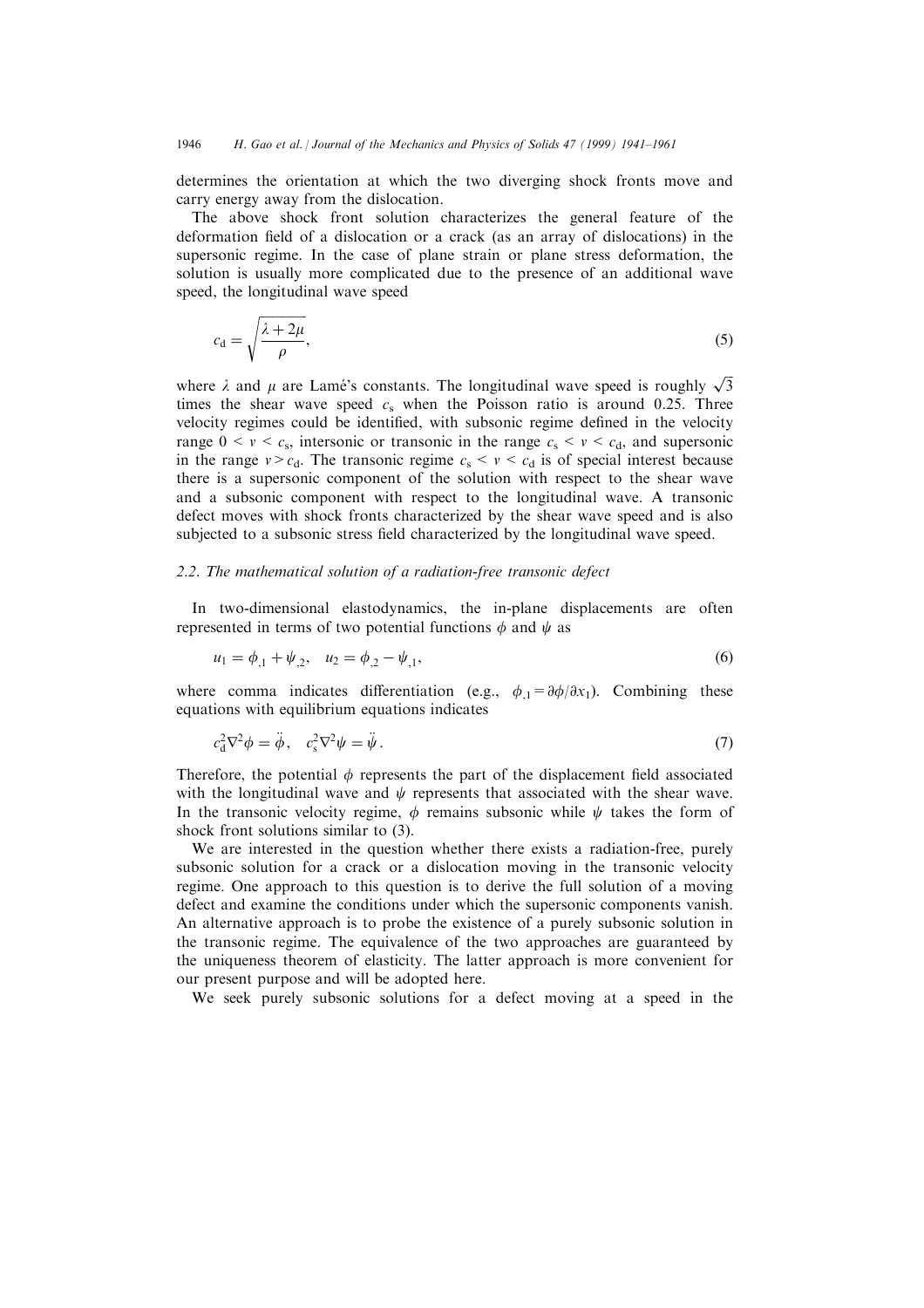determines the orientation at which the two diverging shock fronts move and carry energy away from the dislocation.

The above shock front solution characterizes the general feature of the deformation field of a dislocation or a crack (as an array of dislocations) in the supersonic regime. In the case of plane strain or plane stress deformation, the solution is usually more complicated due to the presence of an additional wave speed, the longitudinal wave speed

$$c_{\mathrm{d}} = \sqrt{\frac{\lambda + 2\mu}{\rho}}, \tag{5}$$

where $\lambda$ and $\mu$ are Lamé's constants. The longitudinal wave speed is roughly $\sqrt{3}$ times the shear wave speed $c_{\mathrm{s}}$ when the Poisson ratio is around 0.25. Three velocity regimes could be identified, with subsonic regime defined in the velocity range $0 < v < c_{\mathrm{s}}$, intersonic or transonic in the range $c_{\mathrm{s}} < v < c_{\mathrm{d}}$, and supersonic in the range $v > c_{\mathrm{d}}$. The transonic regime $c_{\mathrm{s}} < v < c_{\mathrm{d}}$ is of special interest because there is a supersonic component of the solution with respect to the shear wave and a subsonic component with respect to the longitudinal wave. A transonic defect moves with shock fronts characterized by the shear wave speed and is also subjected to a subsonic stress field characterized by the longitudinal wave speed.

### 2.2. The mathematical solution of a radiation-free transonic defect

In two-dimensional elastodynamics, the in-plane displacements are often represented in terms of two potential functions $\phi$ and $\psi$ as

$$u_1 = \phi_{,1} + \psi_{,2}, \quad u_2 = \phi_{,2} - \psi_{,1}, \tag{6}$$

where comma indicates differentiation (e.g., $\phi_{,1} = \partial\phi/\partial x_1$). Combining these equations with equilibrium equations indicates

$$c_{\mathrm{d}}^2 \nabla^2 \phi = \ddot{\phi}, \quad c_{\mathrm{s}}^2 \nabla^2 \psi = \ddot{\psi}. \tag{7}$$

Therefore, the potential $\phi$ represents the part of the displacement field associated with the longitudinal wave and $\psi$ represents that associated with the shear wave. In the transonic velocity regime, $\phi$ remains subsonic while $\psi$ takes the form of shock front solutions similar to (3).

We are interested in the question whether there exists a radiation-free, purely subsonic solution for a crack or a dislocation moving in the transonic velocity regime. One approach to this question is to derive the full solution of a moving defect and examine the conditions under which the supersonic components vanish. An alternative approach is to probe the existence of a purely subsonic solution in the transonic regime. The equivalence of the two approaches are guaranteed by the uniqueness theorem of elasticity. The latter approach is more convenient for our present purpose and will be adopted here.

We seek purely subsonic solutions for a defect moving at a speed in the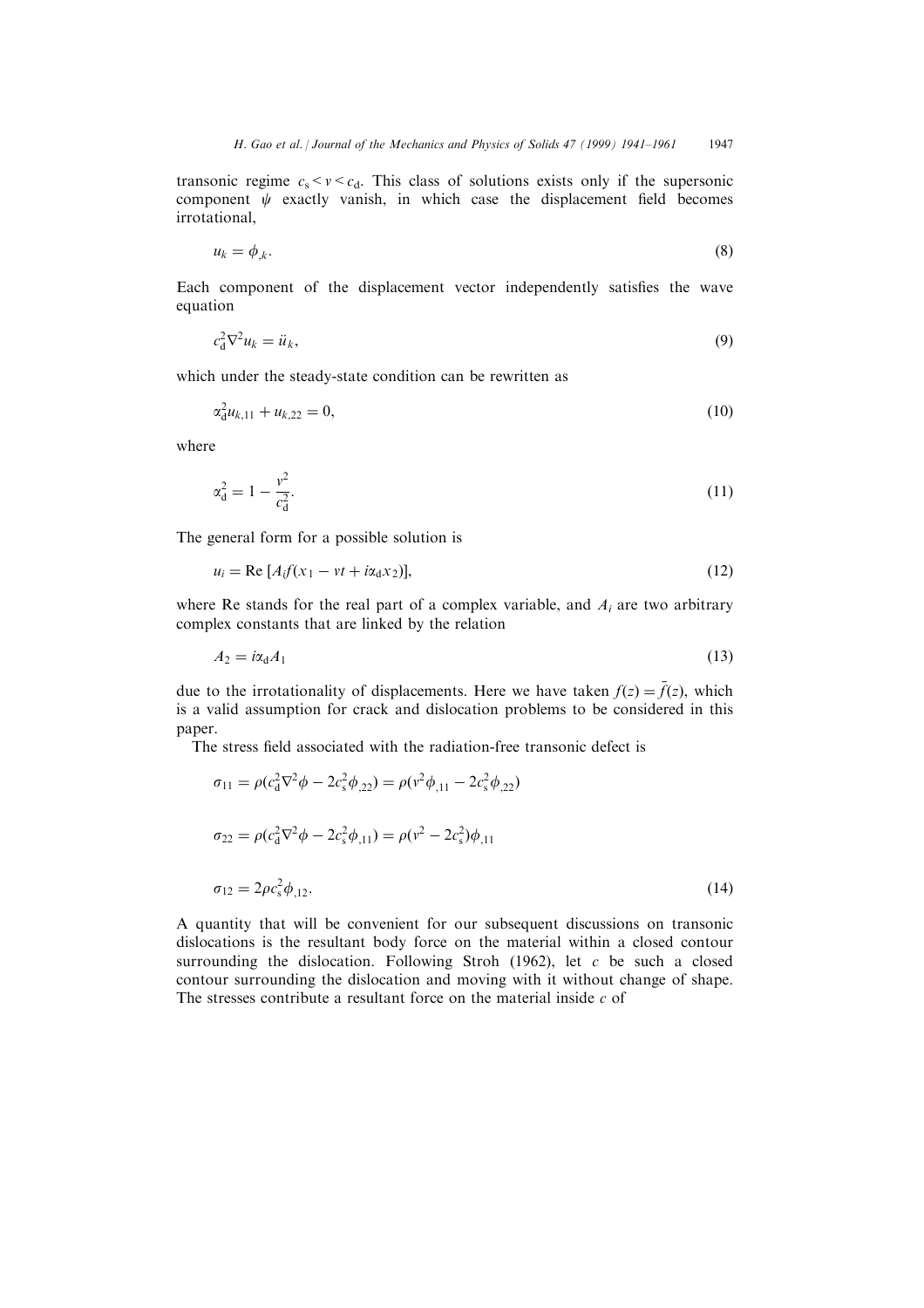transonic regime $c_s < v < c_d$. This class of solutions exists only if the supersonic component $\psi$ exactly vanish, in which case the displacement field becomes irrotational,

$$u_k = \phi_{,k}. \tag{8}$$

Each component of the displacement vector independently satisfies the wave equation

$$c_d^2 \nabla^2 u_k = \ddot{u}_k, \tag{9}$$

which under the steady-state condition can be rewritten as

$$\alpha_d^2 u_{k,11} + u_{k,22} = 0, \tag{10}$$

where

$$\alpha_d^2 = 1 - \frac{v^2}{c_d^2}. \tag{11}$$

The general form for a possible solution is

$$u_i = \text{Re}\,[A_i f(x_1 - vt + i\alpha_d x_2)], \tag{12}$$

where Re stands for the real part of a complex variable, and $A_i$ are two arbitrary complex constants that are linked by the relation

$$A_2 = i\alpha_d A_1 \tag{13}$$

due to the irrotationality of displacements. Here we have taken $f(z) = \bar{f}(z)$, which is a valid assumption for crack and dislocation problems to be considered in this paper.

The stress field associated with the radiation-free transonic defect is

$$\sigma_{11} = \rho(c_d^2 \nabla^2 \phi - 2c_s^2 \phi_{,22}) = \rho(v^2 \phi_{,11} - 2c_s^2 \phi_{,22})$$

$$\sigma_{22} = \rho(c_d^2 \nabla^2 \phi - 2c_s^2 \phi_{,11}) = \rho(v^2 - 2c_s^2)\phi_{,11}$$

$$\sigma_{12} = 2\rho c_s^2 \phi_{,12}. \tag{14}$$

A quantity that will be convenient for our subsequent discussions on transonic dislocations is the resultant body force on the material within a closed contour surrounding the dislocation. Following Stroh (1962), let $c$ be such a closed contour surrounding the dislocation and moving with it without change of shape. The stresses contribute a resultant force on the material inside $c$ of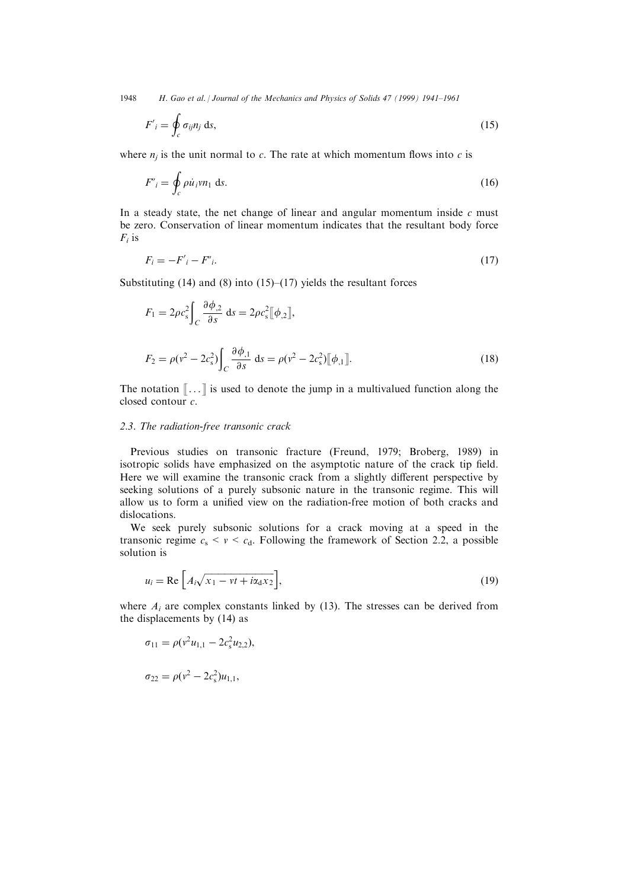$$F'_i = \oint_c \sigma_{ij} n_j \, \mathrm{d}s, \tag{15}$$

where $n_j$ is the unit normal to $c$. The rate at which momentum flows into $c$ is

$$F''_i = \oint_c \rho \dot{u}_i v n_1 \, \mathrm{d}s. \tag{16}$$

In a steady state, the net change of linear and angular momentum inside $c$ must be zero. Conservation of linear momentum indicates that the resultant body force $F_i$ is

$$F_i = -F'_i - F''_i. \tag{17}$$

Substituting (14) and (8) into (15)–(17) yields the resultant forces

$$F_1 = 2\rho c_s^2 \int_C \frac{\partial \phi_{,2}}{\partial s} \, \mathrm{d}s = 2\rho c_s^2 [\![\phi_{,2}]\!],$$

$$F_2 = \rho(v^2 - 2c_s^2) \int_C \frac{\partial \phi_{,1}}{\partial s} \, \mathrm{d}s = \rho(v^2 - 2c_s^2)[\![\phi_{,1}]\!]. \tag{18}$$

The notation $[\![\ldots]\!]$ is used to denote the jump in a multivalued function along the closed contour $c$.

### 2.3. The radiation-free transonic crack

Previous studies on transonic fracture (Freund, 1979; Broberg, 1989) in isotropic solids have emphasized on the asymptotic nature of the crack tip field. Here we will examine the transonic crack from a slightly different perspective by seeking solutions of a purely subsonic nature in the transonic regime. This will allow us to form a unified view on the radiation-free motion of both cracks and dislocations.

We seek purely subsonic solutions for a crack moving at a speed in the transonic regime $c_s < v < c_d$. Following the framework of Section 2.2, a possible solution is

$$u_i = \mathrm{Re}\left[A_i \sqrt{x_1 - vt + i\alpha_d x_2}\right], \tag{19}$$

where $A_i$ are complex constants linked by (13). The stresses can be derived from the displacements by (14) as

$$\sigma_{11} = \rho(v^2 u_{1,1} - 2c_s^2 u_{2,2}),$$

$$\sigma_{22} = \rho(v^2 - 2c_s^2) u_{1,1},$$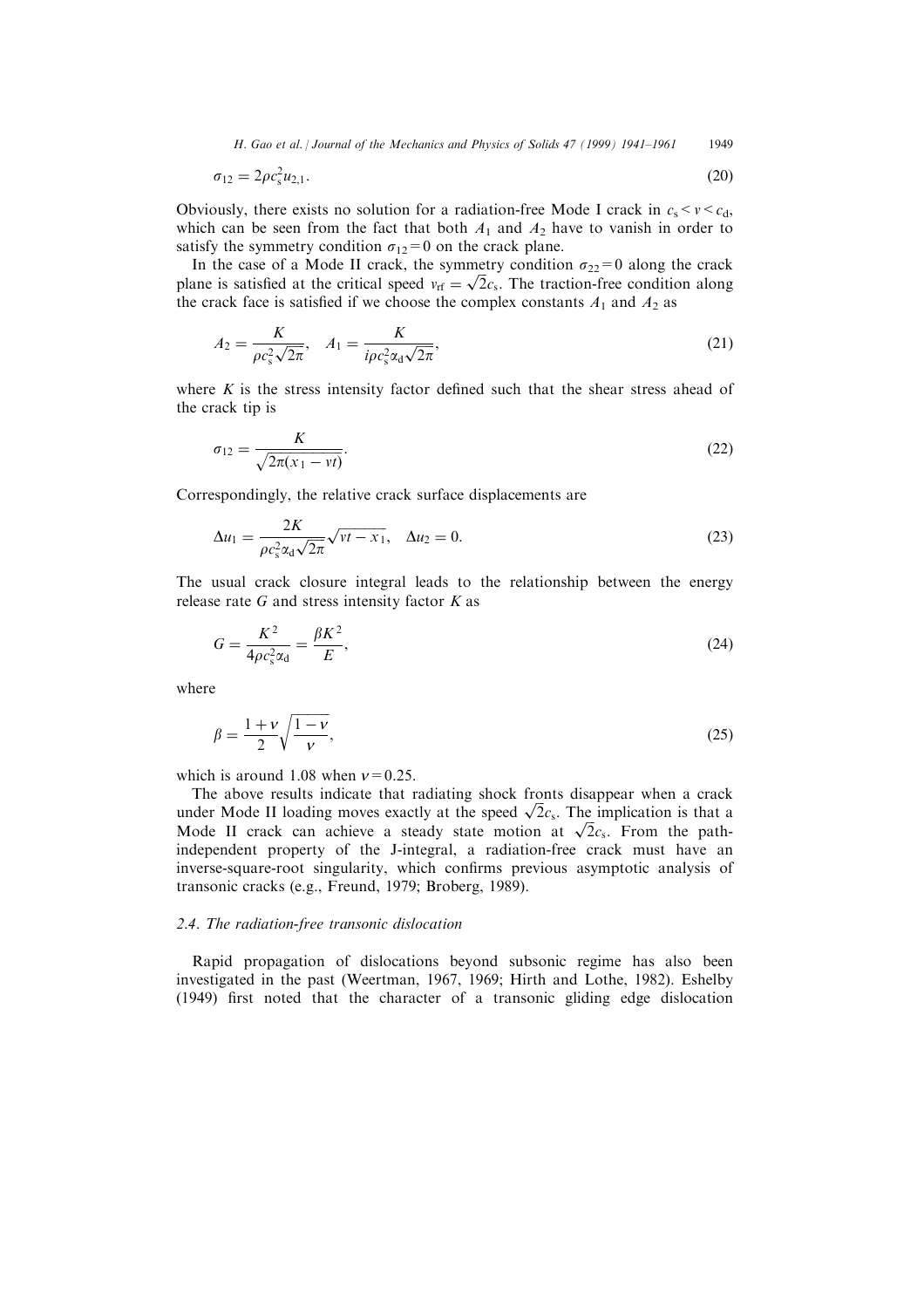$$\sigma_{12} = 2\rho c_s^2 u_{2,1}. \tag{20}$$

Obviously, there exists no solution for a radiation-free Mode I crack in $c_s < v < c_d$, which can be seen from the fact that both $A_1$ and $A_2$ have to vanish in order to satisfy the symmetry condition $\sigma_{12} = 0$ on the crack plane.

In the case of a Mode II crack, the symmetry condition $\sigma_{22} = 0$ along the crack plane is satisfied at the critical speed $v_{rf} = \sqrt{2}c_s$. The traction-free condition along the crack face is satisfied if we choose the complex constants $A_1$ and $A_2$ as

$$A_2 = \frac{K}{\rho c_s^2 \sqrt{2\pi}}, \quad A_1 = \frac{K}{i\rho c_s^2 \alpha_d \sqrt{2\pi}}, \tag{21}$$

where $K$ is the stress intensity factor defined such that the shear stress ahead of the crack tip is

$$\sigma_{12} = \frac{K}{\sqrt{2\pi(x_1 - vt)}}. \tag{22}$$

Correspondingly, the relative crack surface displacements are

$$\Delta u_1 = \frac{2K}{\rho c_s^2 \alpha_d \sqrt{2\pi}} \sqrt{vt - x_1}, \quad \Delta u_2 = 0. \tag{23}$$

The usual crack closure integral leads to the relationship between the energy release rate $G$ and stress intensity factor $K$ as

$$G = \frac{K^2}{4\rho c_s^2 \alpha_d} = \frac{\beta K^2}{E}, \tag{24}$$

where

$$\beta = \frac{1+\nu}{2} \sqrt{\frac{1-\nu}{\nu}}, \tag{25}$$

which is around 1.08 when $\nu = 0.25$.

The above results indicate that radiating shock fronts disappear when a crack under Mode II loading moves exactly at the speed $\sqrt{2}c_s$. The implication is that a Mode II crack can achieve a steady state motion at $\sqrt{2}c_s$. From the path-independent property of the J-integral, a radiation-free crack must have an inverse-square-root singularity, which confirms previous asymptotic analysis of transonic cracks (e.g., Freund, 1979; Broberg, 1989).

### 2.4. The radiation-free transonic dislocation

Rapid propagation of dislocations beyond subsonic regime has also been investigated in the past (Weertman, 1967, 1969; Hirth and Lothe, 1982). Eshelby (1949) first noted that the character of a transonic gliding edge dislocation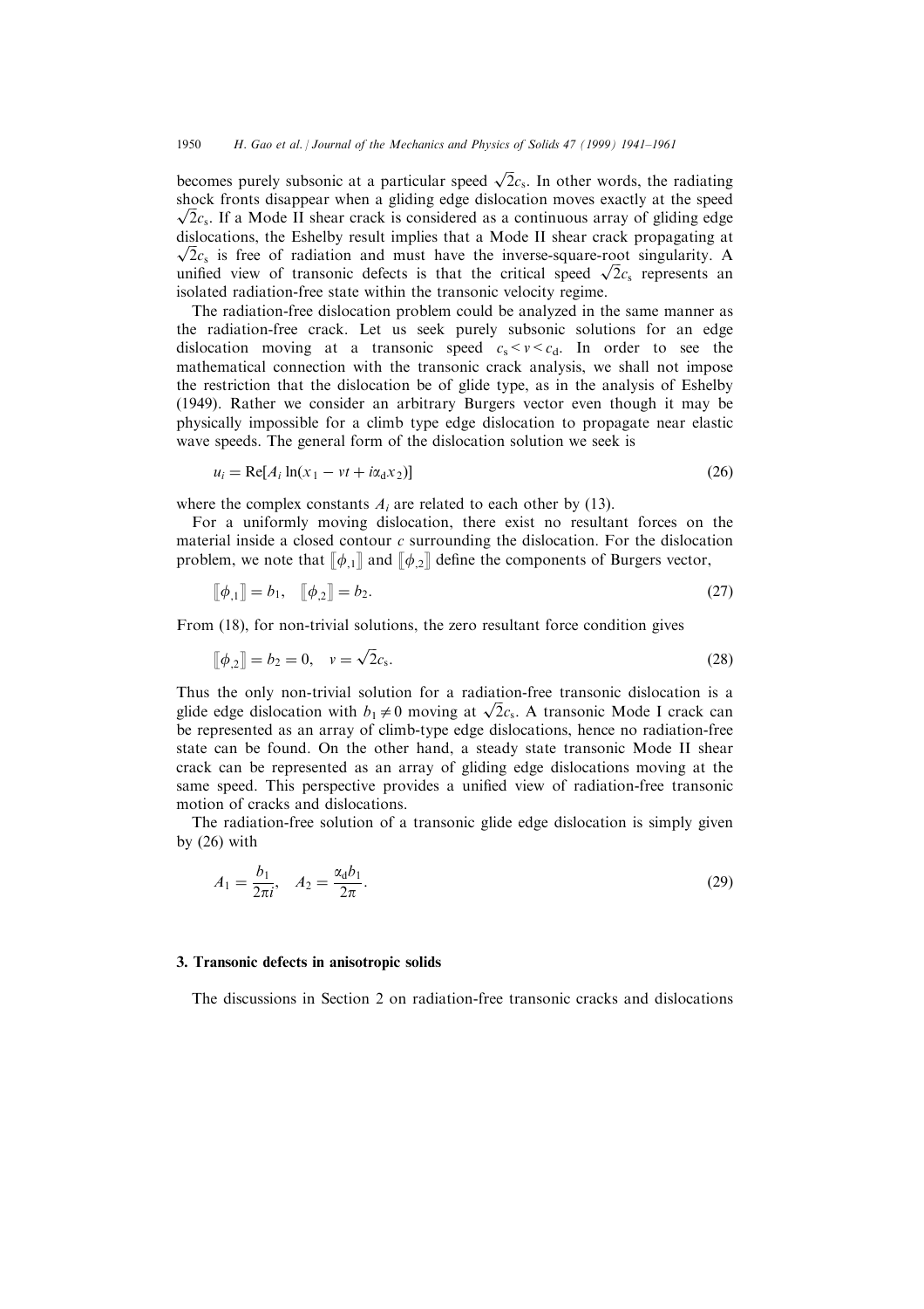becomes purely subsonic at a particular speed $\sqrt{2}c_s$. In other words, the radiating shock fronts disappear when a gliding edge dislocation moves exactly at the speed $\sqrt{2}c_s$. If a Mode II shear crack is considered as a continuous array of gliding edge dislocations, the Eshelby result implies that a Mode II shear crack propagating at $\sqrt{2}c_s$ is free of radiation and must have the inverse-square-root singularity. A unified view of transonic defects is that the critical speed $\sqrt{2}c_s$ represents an isolated radiation-free state within the transonic velocity regime.

The radiation-free dislocation problem could be analyzed in the same manner as the radiation-free crack. Let us seek purely subsonic solutions for an edge dislocation moving at a transonic speed $c_s < v < c_d$. In order to see the mathematical connection with the transonic crack analysis, we shall not impose the restriction that the dislocation be of glide type, as in the analysis of Eshelby (1949). Rather we consider an arbitrary Burgers vector even though it may be physically impossible for a climb type edge dislocation to propagate near elastic wave speeds. The general form of the dislocation solution we seek is

$$u_i = \mathrm{Re}[A_i \ln(x_1 - vt + i\alpha_d x_2)] \tag{26}$$

where the complex constants $A_i$ are related to each other by (13).

For a uniformly moving dislocation, there exist no resultant forces on the material inside a closed contour $c$ surrounding the dislocation. For the dislocation problem, we note that $[\![\phi_{,1}]\!]$ and $[\![\phi_{,2}]\!]$ define the components of Burgers vector,

$$[\![\phi_{,1}]\!] = b_1, \quad [\![\phi_{,2}]\!] = b_2. \tag{27}$$

From (18), for non-trivial solutions, the zero resultant force condition gives

$$[\![\phi_{,2}]\!] = b_2 = 0, \quad v = \sqrt{2}c_s. \tag{28}$$

Thus the only non-trivial solution for a radiation-free transonic dislocation is a glide edge dislocation with $b_1 \neq 0$ moving at $\sqrt{2}c_s$. A transonic Mode I crack can be represented as an array of climb-type edge dislocations, hence no radiation-free state can be found. On the other hand, a steady state transonic Mode II shear crack can be represented as an array of gliding edge dislocations moving at the same speed. This perspective provides a unified view of radiation-free transonic motion of cracks and dislocations.

The radiation-free solution of a transonic glide edge dislocation is simply given by (26) with

$$A_1 = \frac{b_1}{2\pi i}, \quad A_2 = \frac{\alpha_d b_1}{2\pi}. \tag{29}$$

## 3. Transonic defects in anisotropic solids

The discussions in Section 2 on radiation-free transonic cracks and dislocations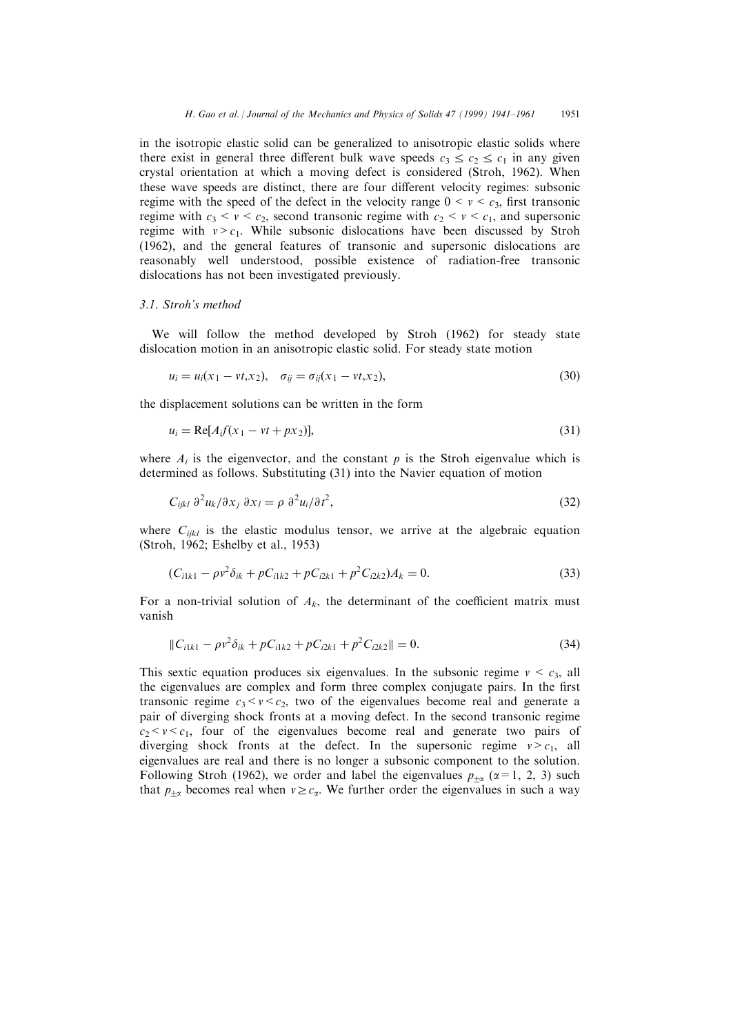in the isotropic elastic solid can be generalized to anisotropic elastic solids where there exist in general three different bulk wave speeds $c_3 \leq c_2 \leq c_1$ in any given crystal orientation at which a moving defect is considered (Stroh, 1962). When these wave speeds are distinct, there are four different velocity regimes: subsonic regime with the speed of the defect in the velocity range $0 < v < c_3$, first transonic regime with $c_3 < v < c_2$, second transonic regime with $c_2 < v < c_1$, and supersonic regime with $v > c_1$. While subsonic dislocations have been discussed by Stroh (1962), and the general features of transonic and supersonic dislocations are reasonably well understood, possible existence of radiation-free transonic dislocations has not been investigated previously.

### 3.1. Stroh's method

We will follow the method developed by Stroh (1962) for steady state dislocation motion in an anisotropic elastic solid. For steady state motion

$$u_i = u_i(x_1 - vt, x_2), \quad \sigma_{ij} = \sigma_{ij}(x_1 - vt, x_2), \tag{30}$$

the displacement solutions can be written in the form

$$u_i = \mathrm{Re}[A_i f(x_1 - vt + px_2)], \tag{31}$$

where $A_i$ is the eigenvector, and the constant $p$ is the Stroh eigenvalue which is determined as follows. Substituting (31) into the Navier equation of motion

$$C_{ijkl}\, \partial^2 u_k / \partial x_j\, \partial x_l = \rho\, \partial^2 u_i / \partial t^2, \tag{32}$$

where $C_{ijkl}$ is the elastic modulus tensor, we arrive at the algebraic equation (Stroh, 1962; Eshelby et al., 1953)

$$(C_{i1k1} - \rho v^2 \delta_{ik} + pC_{i1k2} + pC_{i2k1} + p^2 C_{i2k2})A_k = 0. \tag{33}$$

For a non-trivial solution of $A_k$, the determinant of the coefficient matrix must vanish

$$\| C_{i1k1} - \rho v^2 \delta_{ik} + pC_{i1k2} + pC_{i2k1} + p^2 C_{i2k2} \| = 0. \tag{34}$$

This sextic equation produces six eigenvalues. In the subsonic regime $v < c_3$, all the eigenvalues are complex and form three complex conjugate pairs. In the first transonic regime $c_3 < v < c_2$, two of the eigenvalues become real and generate a pair of diverging shock fronts at a moving defect. In the second transonic regime $c_2 < v < c_1$, four of the eigenvalues become real and generate two pairs of diverging shock fronts at the defect. In the supersonic regime $v > c_1$, all eigenvalues are real and there is no longer a subsonic component to the solution. Following Stroh (1962), we order and label the eigenvalues $p_{\pm\alpha}$ ($\alpha = 1, 2, 3$) such that $p_{\pm\alpha}$ becomes real when $v \geq c_\alpha$. We further order the eigenvalues in such a way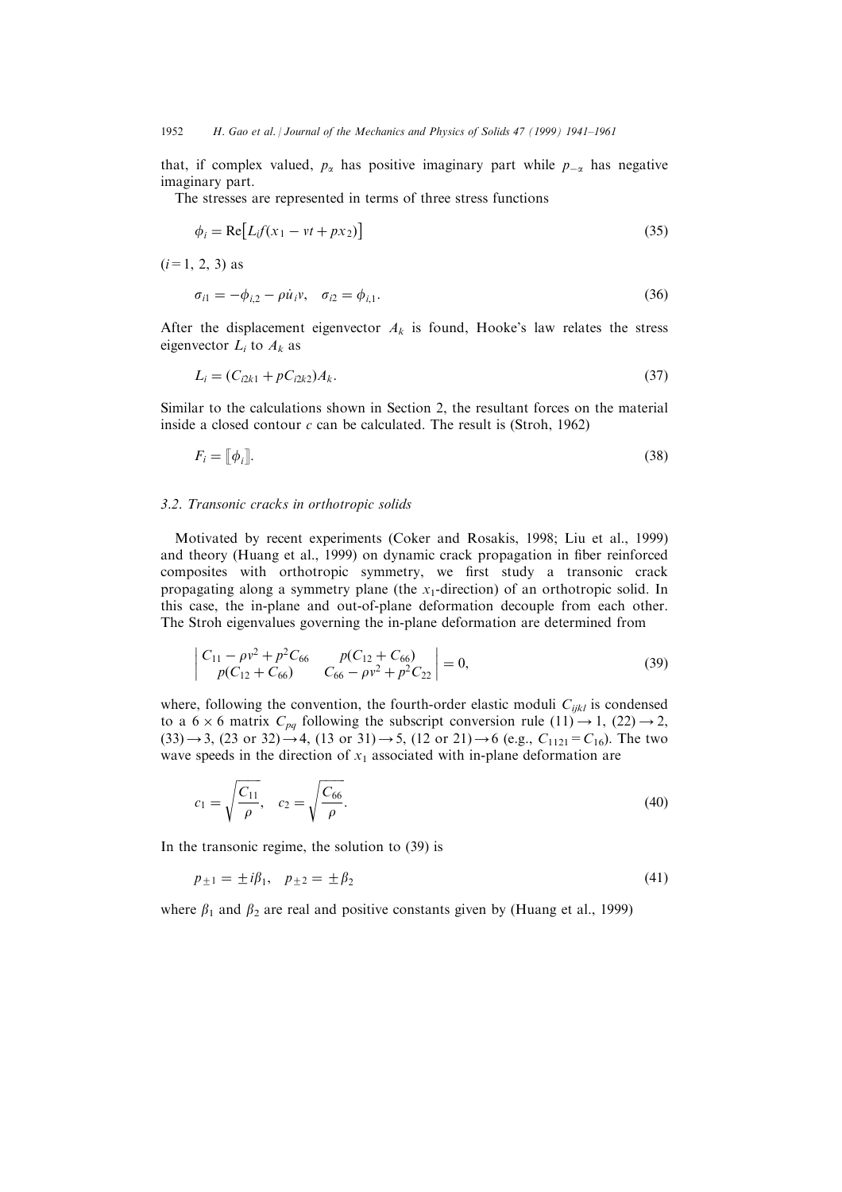that, if complex valued, $p_\alpha$ has positive imaginary part while $p_{-\alpha}$ has negative imaginary part.

The stresses are represented in terms of three stress functions

$$\phi_i = \mathrm{Re}\left[L_i f(x_1 - vt + px_2)\right] \tag{35}$$

($i = 1, 2, 3$) as

$$\sigma_{i1} = -\phi_{i,2} - \rho \dot{u}_i v, \quad \sigma_{i2} = \phi_{i,1}. \tag{36}$$

After the displacement eigenvector $A_k$ is found, Hooke's law relates the stress eigenvector $L_i$ to $A_k$ as

$$L_i = (C_{i2k1} + pC_{i2k2})A_k. \tag{37}$$

Similar to the calculations shown in Section 2, the resultant forces on the material inside a closed contour $c$ can be calculated. The result is (Stroh, 1962)

$$F_i = [\![\phi_i]\!]. \tag{38}$$

### 3.2. Transonic cracks in orthotropic solids

Motivated by recent experiments (Coker and Rosakis, 1998; Liu et al., 1999) and theory (Huang et al., 1999) on dynamic crack propagation in fiber reinforced composites with orthotropic symmetry, we first study a transonic crack propagating along a symmetry plane (the $x_1$-direction) of an orthotropic solid. In this case, the in-plane and out-of-plane deformation decouple from each other. The Stroh eigenvalues governing the in-plane deformation are determined from

$$\begin{vmatrix} C_{11} - \rho v^2 + p^2 C_{66} & p(C_{12} + C_{66}) \\ p(C_{12} + C_{66}) & C_{66} - \rho v^2 + p^2 C_{22} \end{vmatrix} = 0, \tag{39}$$

where, following the convention, the fourth-order elastic moduli $C_{ijkl}$ is condensed to a $6 \times 6$ matrix $C_{pq}$ following the subscript conversion rule $(11) \to 1$, $(22) \to 2$, $(33) \to 3$, $(23 \text{ or } 32) \to 4$, $(13 \text{ or } 31) \to 5$, $(12 \text{ or } 21) \to 6$ (e.g., $C_{1121} = C_{16}$). The two wave speeds in the direction of $x_1$ associated with in-plane deformation are

$$c_1 = \sqrt{\frac{C_{11}}{\rho}}, \quad c_2 = \sqrt{\frac{C_{66}}{\rho}}. \tag{40}$$

In the transonic regime, the solution to (39) is

$$p_{\pm 1} = \pm i\beta_1, \quad p_{\pm 2} = \pm \beta_2 \tag{41}$$

where $\beta_1$ and $\beta_2$ are real and positive constants given by (Huang et al., 1999)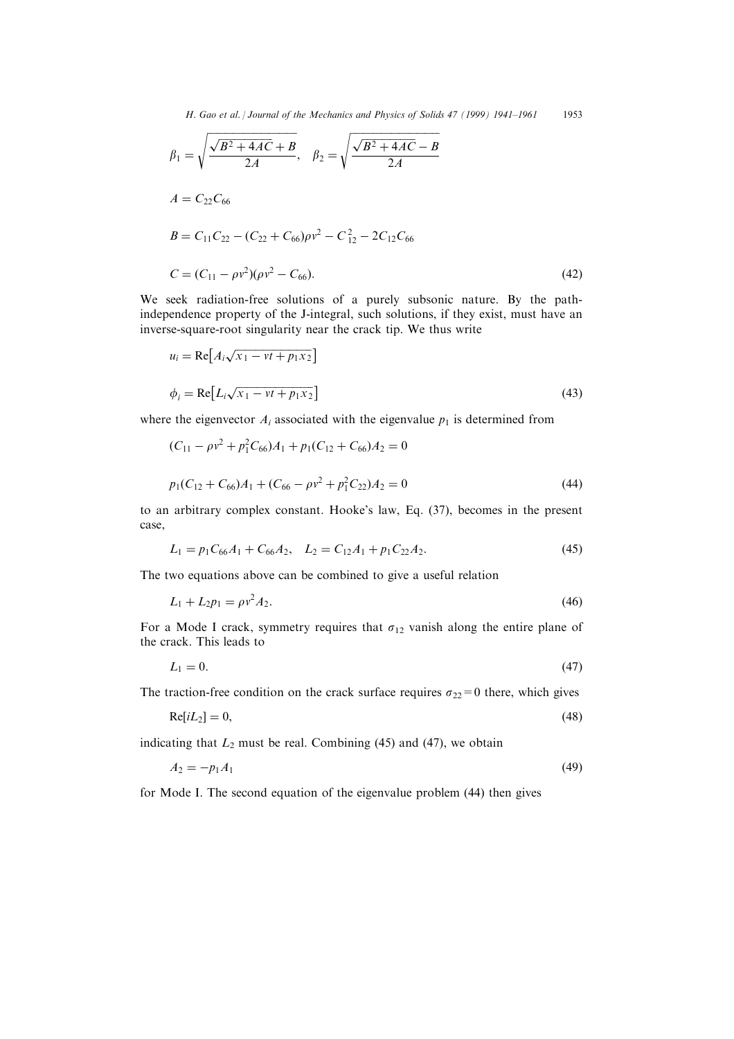$$\beta_1 = \sqrt{\frac{\sqrt{B^2 + 4AC} + B}{2A}}, \quad \beta_2 = \sqrt{\frac{\sqrt{B^2 + 4AC} - B}{2A}}$$

$$A = C_{22}C_{66}$$

$$B = C_{11}C_{22} - (C_{22} + C_{66})\rho v^2 - C_{12}^2 - 2C_{12}C_{66}$$

$$C = (C_{11} - \rho v^2)(\rho v^2 - C_{66}). \tag{42}$$

We seek radiation-free solutions of a purely subsonic nature. By the path-independence property of the J-integral, such solutions, if they exist, must have an inverse-square-root singularity near the crack tip. We thus write

$$u_i = \mathrm{Re}\left[A_i\sqrt{x_1 - vt + p_1 x_2}\right]$$

$$\phi_i = \mathrm{Re}\left[L_i\sqrt{x_1 - vt + p_1 x_2}\right] \tag{43}$$

where the eigenvector $A_i$ associated with the eigenvalue $p_1$ is determined from

$$(C_{11} - \rho v^2 + p_1^2 C_{66})A_1 + p_1(C_{12} + C_{66})A_2 = 0$$

$$p_1(C_{12} + C_{66})A_1 + (C_{66} - \rho v^2 + p_1^2 C_{22})A_2 = 0 \tag{44}$$

to an arbitrary complex constant. Hooke's law, Eq. (37), becomes in the present case,

$$L_1 = p_1 C_{66} A_1 + C_{66} A_2, \quad L_2 = C_{12} A_1 + p_1 C_{22} A_2. \tag{45}$$

The two equations above can be combined to give a useful relation

$$L_1 + L_2 p_1 = \rho v^2 A_2. \tag{46}$$

For a Mode I crack, symmetry requires that $\sigma_{12}$ vanish along the entire plane of the crack. This leads to

$$L_1 = 0. \tag{47}$$

The traction-free condition on the crack surface requires $\sigma_{22} = 0$ there, which gives

$$\mathrm{Re}[iL_2] = 0, \tag{48}$$

indicating that $L_2$ must be real. Combining (45) and (47), we obtain

$$A_2 = -p_1 A_1 \tag{49}$$

for Mode I. The second equation of the eigenvalue problem (44) then gives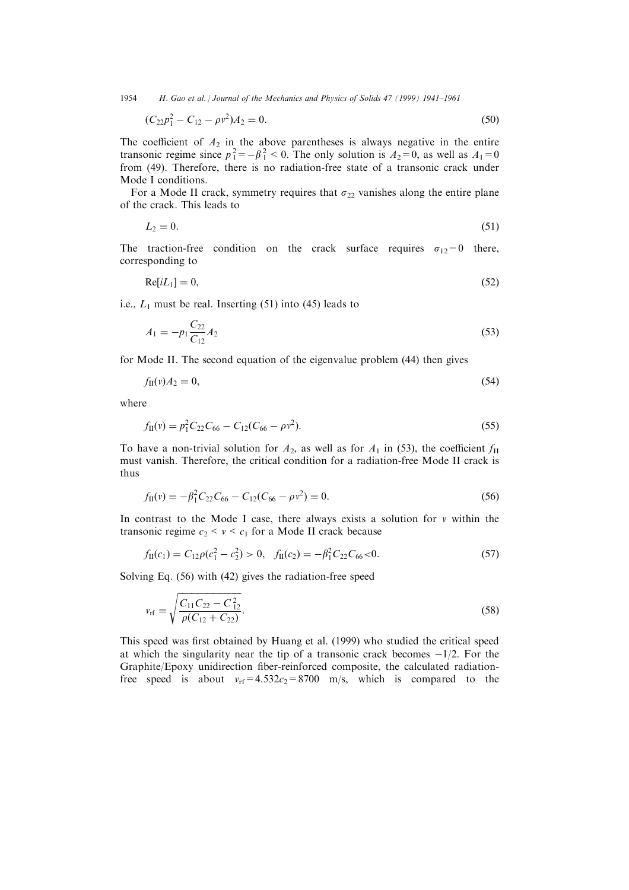$$(C_{22}p_1^2 - C_{12} - \rho v^2)A_2 = 0. \tag{50}$$

The coefficient of $A_2$ in the above parentheses is always negative in the entire transonic regime since $p_1^2 = -\beta_1^2 < 0$. The only solution is $A_2 = 0$, as well as $A_1 = 0$ from (49). Therefore, there is no radiation-free state of a transonic crack under Mode I conditions.

For a Mode II crack, symmetry requires that $\sigma_{22}$ vanishes along the entire plane of the crack. This leads to

$$L_2 = 0. \tag{51}$$

The traction-free condition on the crack surface requires $\sigma_{12} = 0$ there, corresponding to

$$\text{Re}[iL_1] = 0, \tag{52}$$

i.e., $L_1$ must be real. Inserting (51) into (45) leads to

$$A_1 = -p_1 \frac{C_{22}}{C_{12}} A_2 \tag{53}$$

for Mode II. The second equation of the eigenvalue problem (44) then gives

$$f_{\text{II}}(v)A_2 = 0, \tag{54}$$

where

$$f_{\text{II}}(v) = p_1^2 C_{22} C_{66} - C_{12}(C_{66} - \rho v^2). \tag{55}$$

To have a non-trivial solution for $A_2$, as well as for $A_1$ in (53), the coefficient $f_{\text{II}}$ must vanish. Therefore, the critical condition for a radiation-free Mode II crack is thus

$$f_{\text{II}}(v) = -\beta_1^2 C_{22} C_{66} - C_{12}(C_{66} - \rho v^2) = 0. \tag{56}$$

In contrast to the Mode I case, there always exists a solution for $v$ within the transonic regime $c_2 < v < c_1$ for a Mode II crack because

$$f_{\text{II}}(c_1) = C_{12}\rho(c_1^2 - c_2^2) > 0, \quad f_{\text{II}}(c_2) = -\beta_1^2 C_{22} C_{66} < 0. \tag{57}$$

Solving Eq. (56) with (42) gives the radiation-free speed

$$v_{\text{rf}} = \sqrt{\frac{C_{11}C_{22} - C_{12}^2}{\rho(C_{12} + C_{22})}}. \tag{58}$$

This speed was first obtained by Huang et al. (1999) who studied the critical speed at which the singularity near the tip of a transonic crack becomes $-1/2$. For the Graphite/Epoxy unidirection fiber-reinforced composite, the calculated radiation-free speed is about $v_{\text{rf}} = 4.532c_2 = 8700$ m/s, which is compared to the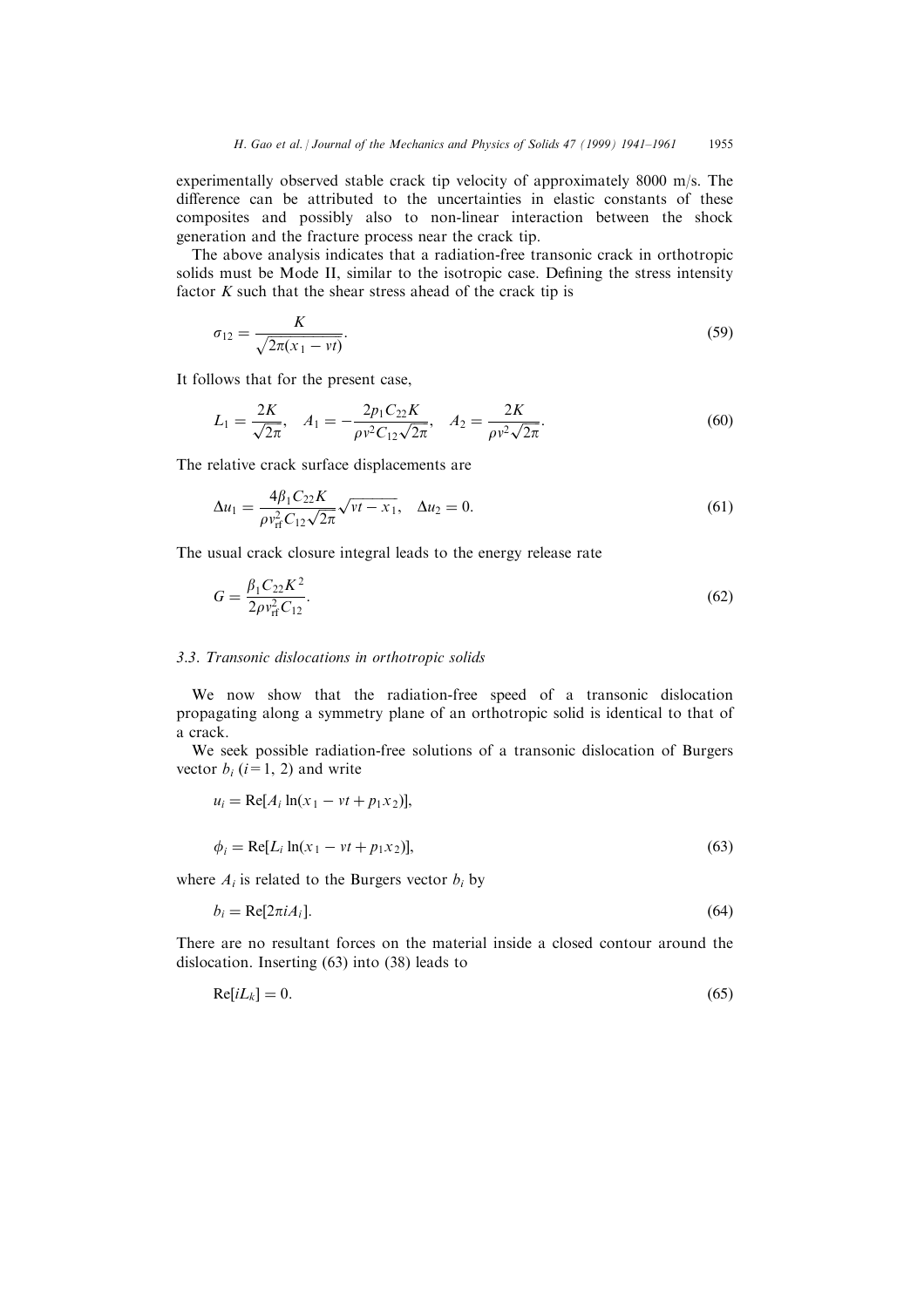experimentally observed stable crack tip velocity of approximately 8000 m/s. The difference can be attributed to the uncertainties in elastic constants of these composites and possibly also to non-linear interaction between the shock generation and the fracture process near the crack tip.

The above analysis indicates that a radiation-free transonic crack in orthotropic solids must be Mode II, similar to the isotropic case. Defining the stress intensity factor $K$ such that the shear stress ahead of the crack tip is

$$\sigma_{12} = \frac{K}{\sqrt{2\pi(x_1 - vt)}}. \tag{59}$$

It follows that for the present case,

$$L_1 = \frac{2K}{\sqrt{2\pi}}, \quad A_1 = -\frac{2p_1 C_{22} K}{\rho v^2 C_{12}\sqrt{2\pi}}, \quad A_2 = \frac{2K}{\rho v^2 \sqrt{2\pi}}. \tag{60}$$

The relative crack surface displacements are

$$\Delta u_1 = \frac{4\beta_1 C_{22} K}{\rho v_{\mathrm{rf}}^2 C_{12}\sqrt{2\pi}}\sqrt{vt - x_1}, \quad \Delta u_2 = 0. \tag{61}$$

The usual crack closure integral leads to the energy release rate

$$G = \frac{\beta_1 C_{22} K^2}{2\rho v_{\mathrm{rf}}^2 C_{12}}. \tag{62}$$

### 3.3. Transonic dislocations in orthotropic solids

We now show that the radiation-free speed of a transonic dislocation propagating along a symmetry plane of an orthotropic solid is identical to that of a crack.

We seek possible radiation-free solutions of a transonic dislocation of Burgers vector $b_i$ ($i = 1, 2$) and write

$$u_i = \mathrm{Re}[A_i \ln(x_1 - vt + p_1 x_2)],$$

$$\phi_i = \mathrm{Re}[L_i \ln(x_1 - vt + p_1 x_2)], \tag{63}$$

where $A_i$ is related to the Burgers vector $b_i$ by

$$b_i = \mathrm{Re}[2\pi i A_i]. \tag{64}$$

There are no resultant forces on the material inside a closed contour around the dislocation. Inserting (63) into (38) leads to

$$\mathrm{Re}[iL_k] = 0. \tag{65}$$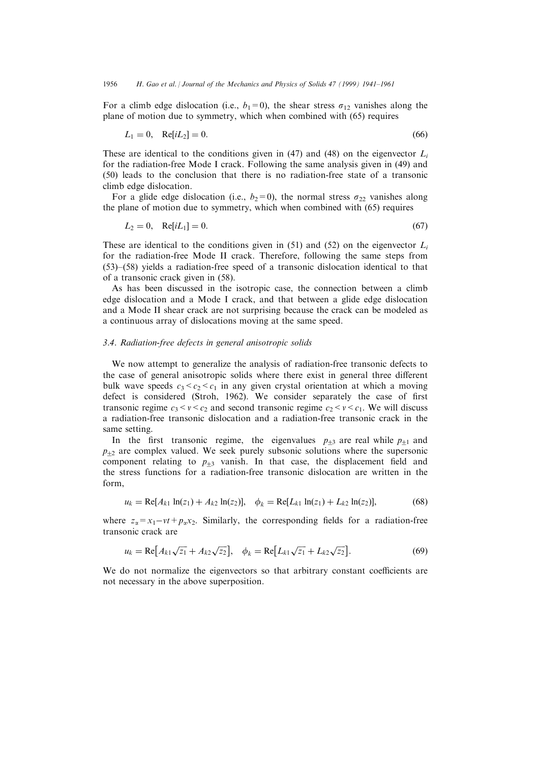For a climb edge dislocation (i.e., $b_1 = 0$), the shear stress $\sigma_{12}$ vanishes along the plane of motion due to symmetry, which when combined with (65) requires

$$L_1 = 0, \quad \mathrm{Re}[iL_2] = 0. \tag{66}$$

These are identical to the conditions given in (47) and (48) on the eigenvector $L_i$ for the radiation-free Mode I crack. Following the same analysis given in (49) and (50) leads to the conclusion that there is no radiation-free state of a transonic climb edge dislocation.

For a glide edge dislocation (i.e., $b_2 = 0$), the normal stress $\sigma_{22}$ vanishes along the plane of motion due to symmetry, which when combined with (65) requires

$$L_2 = 0, \quad \mathrm{Re}[iL_1] = 0. \tag{67}$$

These are identical to the conditions given in (51) and (52) on the eigenvector $L_i$ for the radiation-free Mode II crack. Therefore, following the same steps from (53)–(58) yields a radiation-free speed of a transonic dislocation identical to that of a transonic crack given in (58).

As has been discussed in the isotropic case, the connection between a climb edge dislocation and a Mode I crack, and that between a glide edge dislocation and a Mode II shear crack are not surprising because the crack can be modeled as a continuous array of dislocations moving at the same speed.

### 3.4. Radiation-free defects in general anisotropic solids

We now attempt to generalize the analysis of radiation-free transonic defects to the case of general anisotropic solids where there exist in general three different bulk wave speeds $c_3 < c_2 < c_1$ in any given crystal orientation at which a moving defect is considered (Stroh, 1962). We consider separately the case of first transonic regime $c_3 < v < c_2$ and second transonic regime $c_2 < v < c_1$. We will discuss a radiation-free transonic dislocation and a radiation-free transonic crack in the same setting.

In the first transonic regime, the eigenvalues $p_{\pm 3}$ are real while $p_{\pm 1}$ and $p_{\pm 2}$ are complex valued. We seek purely subsonic solutions where the supersonic component relating to $p_{\pm 3}$ vanish. In that case, the displacement field and the stress functions for a radiation-free transonic dislocation are written in the form,

$$u_k = \mathrm{Re}[A_{k1} \ln(z_1) + A_{k2} \ln(z_2)], \quad \phi_k = \mathrm{Re}[L_{k1} \ln(z_1) + L_{k2} \ln(z_2)], \tag{68}$$

where $z_\alpha = x_1 - vt + p_\alpha x_2$. Similarly, the corresponding fields for a radiation-free transonic crack are

$$u_k = \mathrm{Re}\left[A_{k1}\sqrt{z_1} + A_{k2}\sqrt{z_2}\right], \quad \phi_k = \mathrm{Re}\left[L_{k1}\sqrt{z_1} + L_{k2}\sqrt{z_2}\right]. \tag{69}$$

We do not normalize the eigenvectors so that arbitrary constant coefficients are not necessary in the above superposition.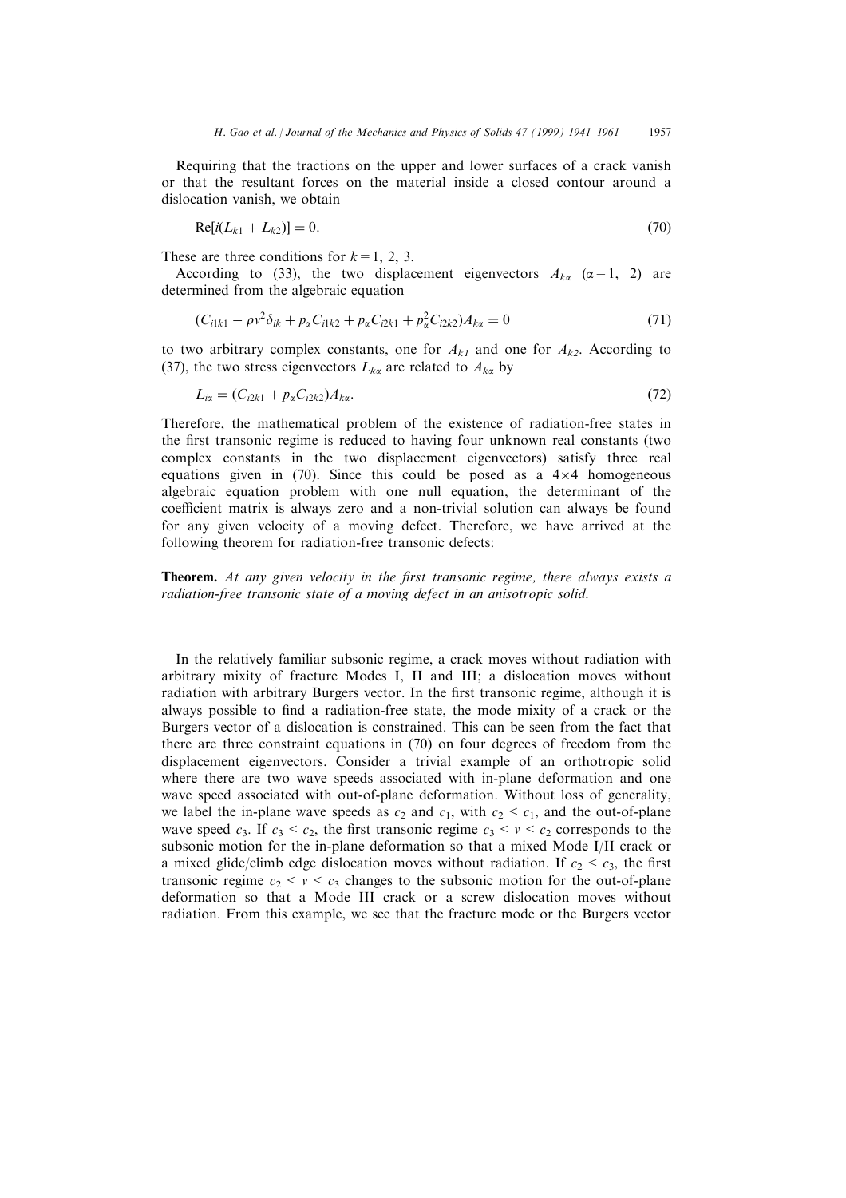Requiring that the tractions on the upper and lower surfaces of a crack vanish or that the resultant forces on the material inside a closed contour around a dislocation vanish, we obtain

$$\mathrm{Re}[i(L_{k1} + L_{k2})] = 0. \tag{70}$$

These are three conditions for $k = 1, 2, 3$.

According to (33), the two displacement eigenvectors $A_{k\alpha}$ ($\alpha = 1, 2$) are determined from the algebraic equation

$$(C_{i1k1} - \rho v^2 \delta_{ik} + p_\alpha C_{i1k2} + p_\alpha C_{i2k1} + p_\alpha^2 C_{i2k2}) A_{k\alpha} = 0 \tag{71}$$

to two arbitrary complex constants, one for $A_{k1}$ and one for $A_{k2}$. According to (37), the two stress eigenvectors $L_{k\alpha}$ are related to $A_{k\alpha}$ by

$$L_{i\alpha} = (C_{i2k1} + p_\alpha C_{i2k2}) A_{k\alpha}. \tag{72}$$

Therefore, the mathematical problem of the existence of radiation-free states in the first transonic regime is reduced to having four unknown real constants (two complex constants in the two displacement eigenvectors) satisfy three real equations given in (70). Since this could be posed as a $4 \times 4$ homogeneous algebraic equation problem with one null equation, the determinant of the coefficient matrix is always zero and a non-trivial solution can always be found for any given velocity of a moving defect. Therefore, we have arrived at the following theorem for radiation-free transonic defects:

**Theorem.** *At any given velocity in the first transonic regime, there always exists a radiation-free transonic state of a moving defect in an anisotropic solid.*

In the relatively familiar subsonic regime, a crack moves without radiation with arbitrary mixity of fracture Modes I, II and III; a dislocation moves without radiation with arbitrary Burgers vector. In the first transonic regime, although it is always possible to find a radiation-free state, the mode mixity of a crack or the Burgers vector of a dislocation is constrained. This can be seen from the fact that there are three constraint equations in (70) on four degrees of freedom from the displacement eigenvectors. Consider a trivial example of an orthotropic solid where there are two wave speeds associated with in-plane deformation and one wave speed associated with out-of-plane deformation. Without loss of generality, we label the in-plane wave speeds as $c_2$ and $c_1$, with $c_2 < c_1$, and the out-of-plane wave speed $c_3$. If $c_3 < c_2$, the first transonic regime $c_3 < v < c_2$ corresponds to the subsonic motion for the in-plane deformation so that a mixed Mode I/II crack or a mixed glide/climb edge dislocation moves without radiation. If $c_2 < c_3$, the first transonic regime $c_2 < v < c_3$ changes to the subsonic motion for the out-of-plane deformation so that a Mode III crack or a screw dislocation moves without radiation. From this example, we see that the fracture mode or the Burgers vector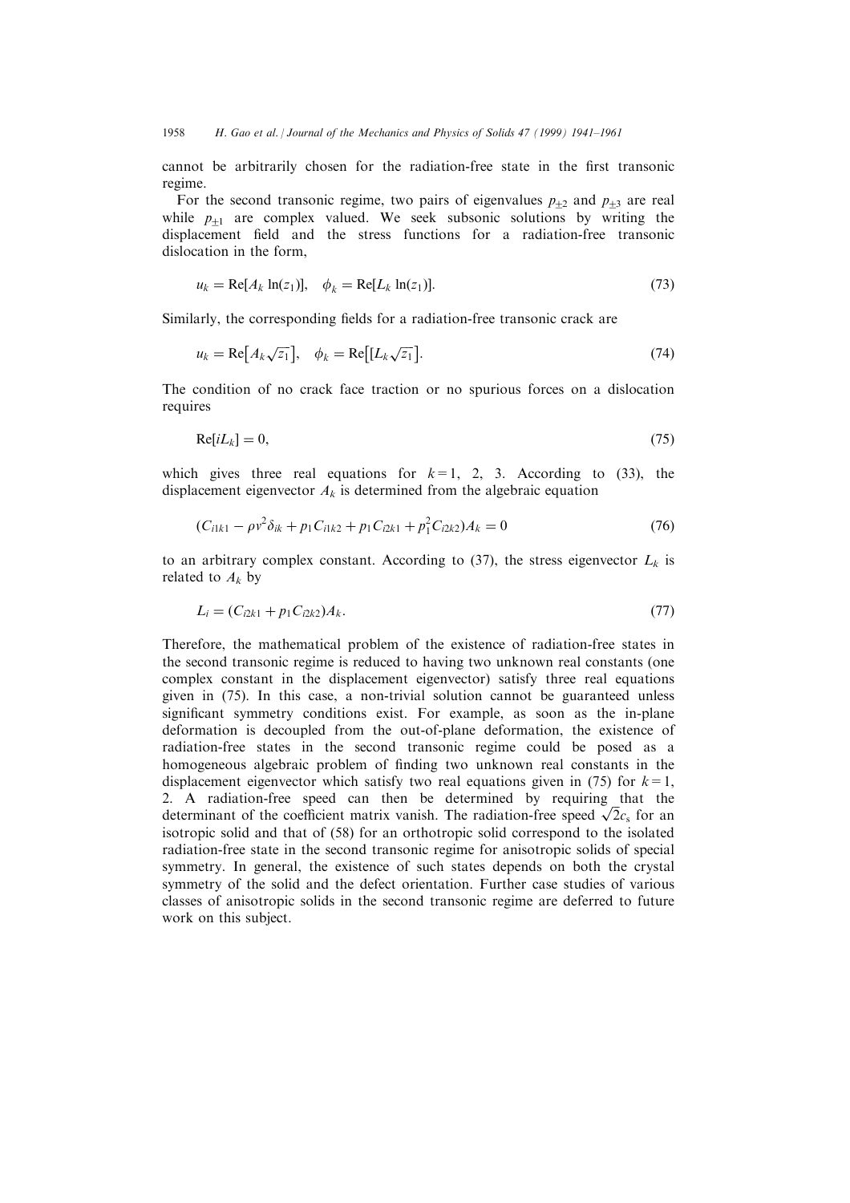cannot be arbitrarily chosen for the radiation-free state in the first transonic regime.

For the second transonic regime, two pairs of eigenvalues $p_{\pm 2}$ and $p_{\pm 3}$ are real while $p_{\pm 1}$ are complex valued. We seek subsonic solutions by writing the displacement field and the stress functions for a radiation-free transonic dislocation in the form,

$$u_k = \mathrm{Re}[A_k \ln(z_1)], \quad \phi_k = \mathrm{Re}[L_k \ln(z_1)]. \tag{73}$$

Similarly, the corresponding fields for a radiation-free transonic crack are

$$u_k = \mathrm{Re}\left[A_k \sqrt{z_1}\right], \quad \phi_k = \mathrm{Re}\left[\left[L_k \sqrt{z_1}\right].\right. \tag{74}$$

The condition of no crack face traction or no spurious forces on a dislocation requires

$$\mathrm{Re}[iL_k] = 0, \tag{75}$$

which gives three real equations for $k = 1$, 2, 3. According to (33), the displacement eigenvector $A_k$ is determined from the algebraic equation

$$(C_{i1k1} - \rho v^2 \delta_{ik} + p_1 C_{i1k2} + p_1 C_{i2k1} + p_1^2 C_{i2k2}) A_k = 0 \tag{76}$$

to an arbitrary complex constant. According to (37), the stress eigenvector $L_k$ is related to $A_k$ by

$$L_i = (C_{i2k1} + p_1 C_{i2k2}) A_k. \tag{77}$$

Therefore, the mathematical problem of the existence of radiation-free states in the second transonic regime is reduced to having two unknown real constants (one complex constant in the displacement eigenvector) satisfy three real equations given in (75). In this case, a non-trivial solution cannot be guaranteed unless significant symmetry conditions exist. For example, as soon as the in-plane deformation is decoupled from the out-of-plane deformation, the existence of radiation-free states in the second transonic regime could be posed as a homogeneous algebraic problem of finding two unknown real constants in the displacement eigenvector which satisfy two real equations given in (75) for $k = 1$, 2. A radiation-free speed can then be determined by requiring that the determinant of the coefficient matrix vanish. The radiation-free speed $\sqrt{2}c_s$ for an isotropic solid and that of (58) for an orthotropic solid correspond to the isolated radiation-free state in the second transonic regime for anisotropic solids of special symmetry. In general, the existence of such states depends on both the crystal symmetry of the solid and the defect orientation. Further case studies of various classes of anisotropic solids in the second transonic regime are deferred to future work on this subject.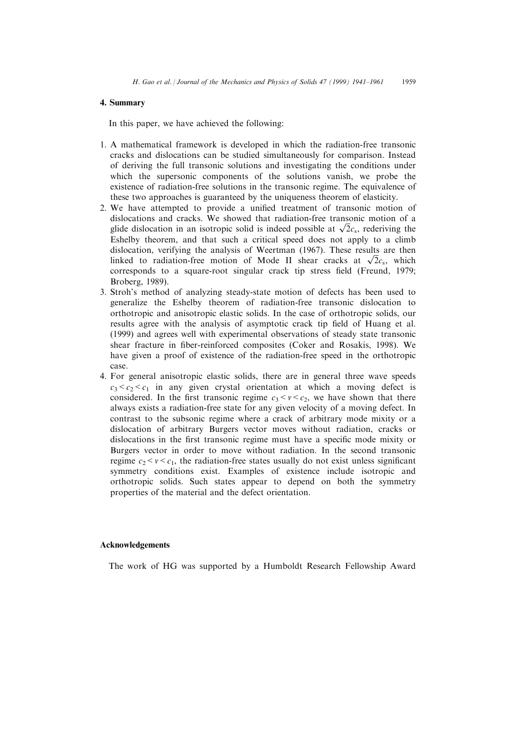## 4. Summary

In this paper, we have achieved the following:

1. A mathematical framework is developed in which the radiation-free transonic cracks and dislocations can be studied simultaneously for comparison. Instead of deriving the full transonic solutions and investigating the conditions under which the supersonic components of the solutions vanish, we probe the existence of radiation-free solutions in the transonic regime. The equivalence of these two approaches is guaranteed by the uniqueness theorem of elasticity.
2. We have attempted to provide a unified treatment of transonic motion of dislocations and cracks. We showed that radiation-free transonic motion of a glide dislocation in an isotropic solid is indeed possible at $\sqrt{2}c_s$, rederiving the Eshelby theorem, and that such a critical speed does not apply to a climb dislocation, verifying the analysis of Weertman (1967). These results are then linked to radiation-free motion of Mode II shear cracks at $\sqrt{2}c_s$, which corresponds to a square-root singular crack tip stress field (Freund, 1979; Broberg, 1989).
3. Stroh's method of analyzing steady-state motion of defects has been used to generalize the Eshelby theorem of radiation-free transonic dislocation to orthotropic and anisotropic elastic solids. In the case of orthotropic solids, our results agree with the analysis of asymptotic crack tip field of Huang et al. (1999) and agrees well with experimental observations of steady state transonic shear fracture in fiber-reinforced composites (Coker and Rosakis, 1998). We have given a proof of existence of the radiation-free speed in the orthotropic case.
4. For general anisotropic elastic solids, there are in general three wave speeds $c_3 < c_2 < c_1$ in any given crystal orientation at which a moving defect is considered. In the first transonic regime $c_3 < v < c_2$, we have shown that there always exists a radiation-free state for any given velocity of a moving defect. In contrast to the subsonic regime where a crack of arbitrary mode mixity or a dislocation of arbitrary Burgers vector moves without radiation, cracks or dislocations in the first transonic regime must have a specific mode mixity or Burgers vector in order to move without radiation. In the second transonic regime $c_2 < v < c_1$, the radiation-free states usually do not exist unless significant symmetry conditions exist. Examples of existence include isotropic and orthotropic solids. Such states appear to depend on both the symmetry properties of the material and the defect orientation.

## Acknowledgements

The work of HG was supported by a Humboldt Research Fellowship Award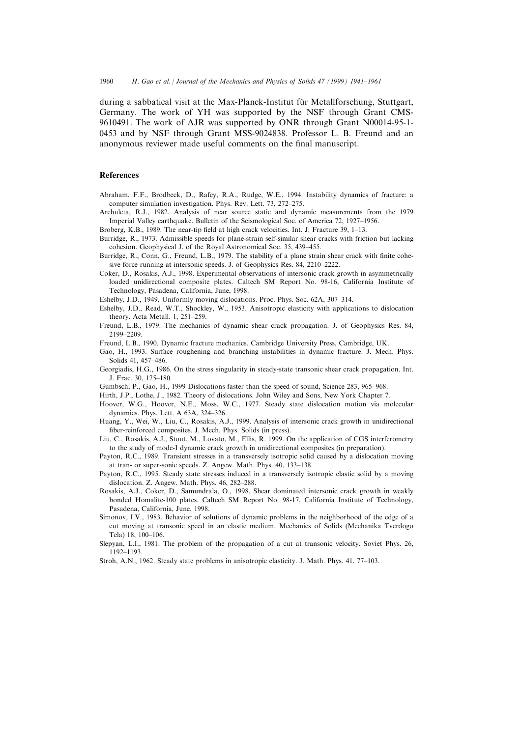during a sabbatical visit at the Max-Planck-Institut für Metallforschung, Stuttgart, Germany. The work of YH was supported by the NSF through Grant CMS-9610491. The work of AJR was supported by ONR through Grant N00014-95-1-0453 and by NSF through Grant MSS-9024838. Professor L. B. Freund and an anonymous reviewer made useful comments on the final manuscript.

## References

Abraham, F.F., Brodbeck, D., Rafey, R.A., Rudge, W.E., 1994. Instability dynamics of fracture: a computer simulation investigation. Phys. Rev. Lett. 73, 272–275.

Archuleta, R.J., 1982. Analysis of near source static and dynamic measurements from the 1979 Imperial Valley earthquake. Bulletin of the Seismological Soc. of America 72, 1927–1956.

Broberg, K.B., 1989. The near-tip field at high crack velocities. Int. J. Fracture 39, 1–13.

Burridge, R., 1973. Admissible speeds for plane-strain self-similar shear cracks with friction but lacking cohesion. Geophysical J. of the Royal Astronomical Soc. 35, 439–455.

Burridge, R., Conn, G., Freund, L.B., 1979. The stability of a plane strain shear crack with finite cohesive force running at intersonic speeds. J. of Geophysics Res. 84, 2210–2222.

Coker, D., Rosakis, A.J., 1998. Experimental observations of intersonic crack growth in asymmetrically loaded unidirectional composite plates. Caltech SM Report No. 98-16, California Institute of Technology, Pasadena, California, June, 1998.

Eshelby, J.D., 1949. Uniformly moving dislocations. Proc. Phys. Soc. 62A, 307–314.

Eshelby, J.D., Read, W.T., Shockley, W., 1953. Anisotropic elasticity with applications to dislocation theory. Acta Metall. 1, 251–259.

Freund, L.B., 1979. The mechanics of dynamic shear crack propagation. J. of Geophysics Res. 84, 2199–2209.

Freund, L.B., 1990. Dynamic fracture mechanics. Cambridge University Press, Cambridge, UK.

Gao, H., 1993. Surface roughening and branching instabilities in dynamic fracture. J. Mech. Phys. Solids 41, 457–486.

Georgiadis, H.G., 1986. On the stress singularity in steady-state transonic shear crack propagation. Int. J. Frac. 30, 175–180.

Gumbsch, P., Gao, H., 1999 Dislocations faster than the speed of sound, Science 283, 965–968.

Hirth, J.P., Lothe, J., 1982. Theory of dislocations. John Wiley and Sons, New York Chapter 7.

Hoover, W.G., Hoover, N.E., Moss, W.C., 1977. Steady state dislocation motion via molecular dynamics. Phys. Lett. A 63A, 324–326.

Huang, Y., Wei, W., Liu, C., Rosakis, A.J., 1999. Analysis of intersonic crack growth in unidirectional fiber-reinforced composites. J. Mech. Phys. Solids (in press).

Liu, C., Rosakis, A.J., Stout, M., Lovato, M., Ellis, R. 1999. On the application of CGS interferometry to the study of mode-I dynamic crack growth in unidirectional composites (in preparation).

Payton, R.C., 1989. Transient stresses in a transversely isotropic solid caused by a dislocation moving at tran- or super-sonic speeds. Z. Angew. Math. Phys. 40, 133–138.

Payton, R.C., 1995. Steady state stresses induced in a transversely isotropic elastic solid by a moving dislocation. Z. Angew. Math. Phys. 46, 282–288.

Rosakis, A.J., Coker, D., Samundrala, O., 1998. Shear dominated intersonic crack growth in weakly bonded Homalite-100 plates. Caltech SM Report No. 98-17, California Institute of Technology, Pasadena, California, June, 1998.

Simonov, I.V., 1983. Behavior of solutions of dynamic problems in the neighborhood of the edge of a cut moving at transonic speed in an elastic medium. Mechanics of Solids (Mechanika Tverdogo Tela) 18, 100–106.

Slepyan, L.I., 1981. The problem of the propagation of a cut at transonic velocity. Soviet Phys. 26, 1192–1193.

Stroh, A.N., 1962. Steady state problems in anisotropic elasticity. J. Math. Phys. 41, 77–103.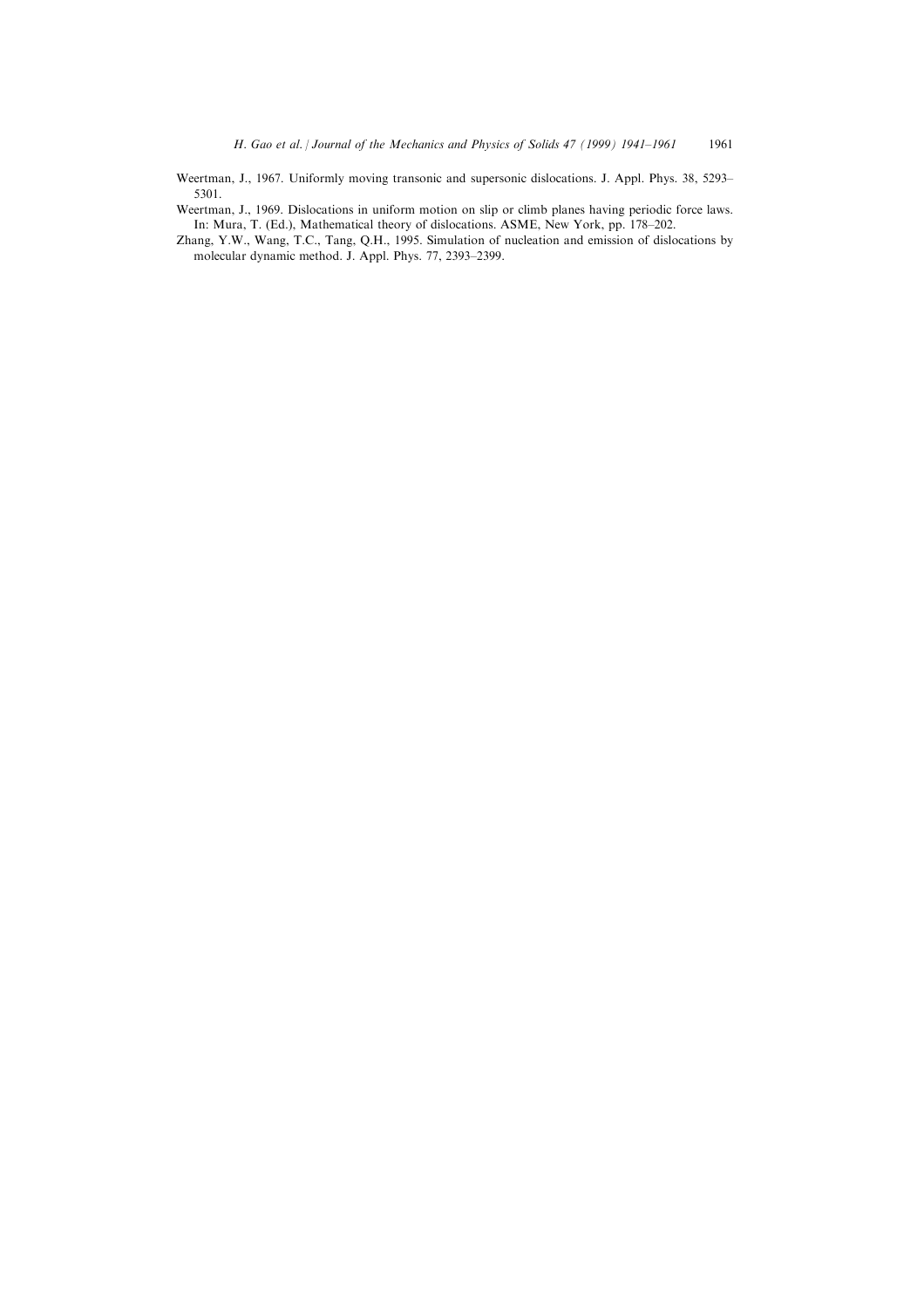Weertman, J., 1967. Uniformly moving transonic and supersonic dislocations. J. Appl. Phys. 38, 5293–5301.

Weertman, J., 1969. Dislocations in uniform motion on slip or climb planes having periodic force laws. In: Mura, T. (Ed.), Mathematical theory of dislocations. ASME, New York, pp. 178–202.

Zhang, Y.W., Wang, T.C., Tang, Q.H., 1995. Simulation of nucleation and emission of dislocations by molecular dynamic method. J. Appl. Phys. 77, 2393–2399.